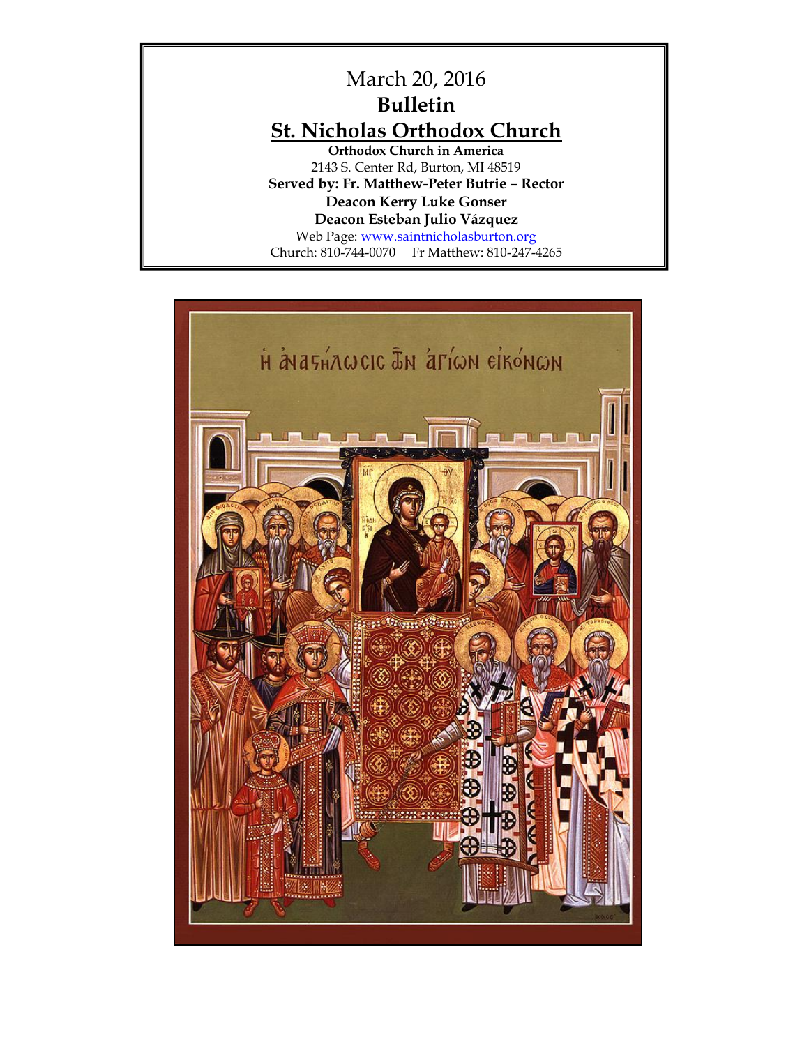March 20, 2016

**Bulletin**

# St. Nicholas Orthodox Church

**Orthodox Church in America**

2143 S. Center Rd, Burton, MI 48519

**Served by: Fr. Matthew-Peter Butrie – Rector**

**Deacon Kerry Luke Gonser**

**Deacon Esteban Julio Vázquez**

Web Page: [www.saintnicholasburton.org](http://www.saintnicholasburton.org)

Church: 810-744-0070    Fr Matthew: 810-247-4265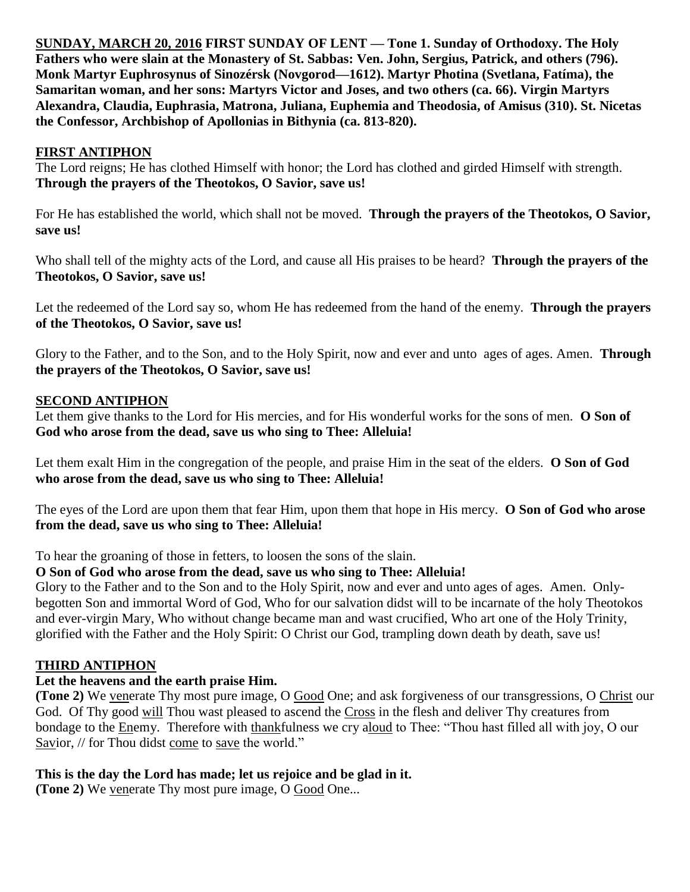**<u>SUNDAY, MARCH 20, 2016</u> FIRST SUNDAY OF LENT — Tone 1. Sunday of Orthodoxy. The Holy Fathers who were slain at the Monastery of St. Sabbas: Ven. John, Sergius, Patrick, and others (796). Monk Martyr Euphrosynus of Sinozérsk (Novgorod—1612). Martyr Photina (Svetlana, Fatíma), the Samaritan woman, and her sons: Martyrs Victor and Joses, and two others (ca. 66). Virgin Martyrs Alexandra, Claudia, Euphrasia, Matrona, Juliana, Euphemia and Theodosia, of Amisus (310). St. Nicetas the Confessor, Archbishop of Apollonias in Bithynia (ca. 813-820).**

## <u>FIRST ANTIPHON</u>

The Lord reigns; He has clothed Himself with honor; the Lord has clothed and girded Himself with strength. **Through the prayers of the Theotokos, O Savior, save us!**

For He has established the world, which shall not be moved. **Through the prayers of the Theotokos, O Savior, save us!**

Who shall tell of the mighty acts of the Lord, and cause all His praises to be heard? **Through the prayers of the Theotokos, O Savior, save us!**

Let the redeemed of the Lord say so, whom He has redeemed from the hand of the enemy. **Through the prayers of the Theotokos, O Savior, save us!**

Glory to the Father, and to the Son, and to the Holy Spirit, now and ever and unto ages of ages. Amen. **Through the prayers of the Theotokos, O Savior, save us!**

## <u>SECOND ANTIPHON</u>

Let them give thanks to the Lord for His mercies, and for His wonderful works for the sons of men. **O Son of God who arose from the dead, save us who sing to Thee: Alleluia!**

Let them exalt Him in the congregation of the people, and praise Him in the seat of the elders. **O Son of God who arose from the dead, save us who sing to Thee: Alleluia!**

The eyes of the Lord are upon them that fear Him, upon them that hope in His mercy. **O Son of God who arose from the dead, save us who sing to Thee: Alleluia!**

To hear the groaning of those in fetters, to loosen the sons of the slain.

**O Son of God who arose from the dead, save us who sing to Thee: Alleluia!**

Glory to the Father and to the Son and to the Holy Spirit, now and ever and unto ages of ages. Amen. Only-begotten Son and immortal Word of God, Who for our salvation didst will to be incarnate of the holy Theotokos and ever-virgin Mary, Who without change became man and wast crucified, Who art one of the Holy Trinity, glorified with the Father and the Holy Spirit: O Christ our God, trampling down death by death, save us!

## <u>THIRD ANTIPHON</u>

**Let the heavens and the earth praise Him.**

**(Tone 2)** We <u>ven</u>erate Thy most pure image, O <u>Good</u> One; and ask forgiveness of our transgressions, O <u>Christ</u> our God. Of Thy good <u>will</u> Thou wast pleased to ascend the <u>Cross</u> in the flesh and deliver Thy creatures from bondage to the <u>En</u>emy. Therefore with <u>thank</u>fulness we cry a<u>loud</u> to Thee: "Thou hast filled all with joy, O our <u>Sav</u>ior, // for Thou didst <u>come</u> to <u>save</u> the world."

**This is the day the Lord has made; let us rejoice and be glad in it.**

**(Tone 2)** We <u>ven</u>erate Thy most pure image, O <u>Good</u> One...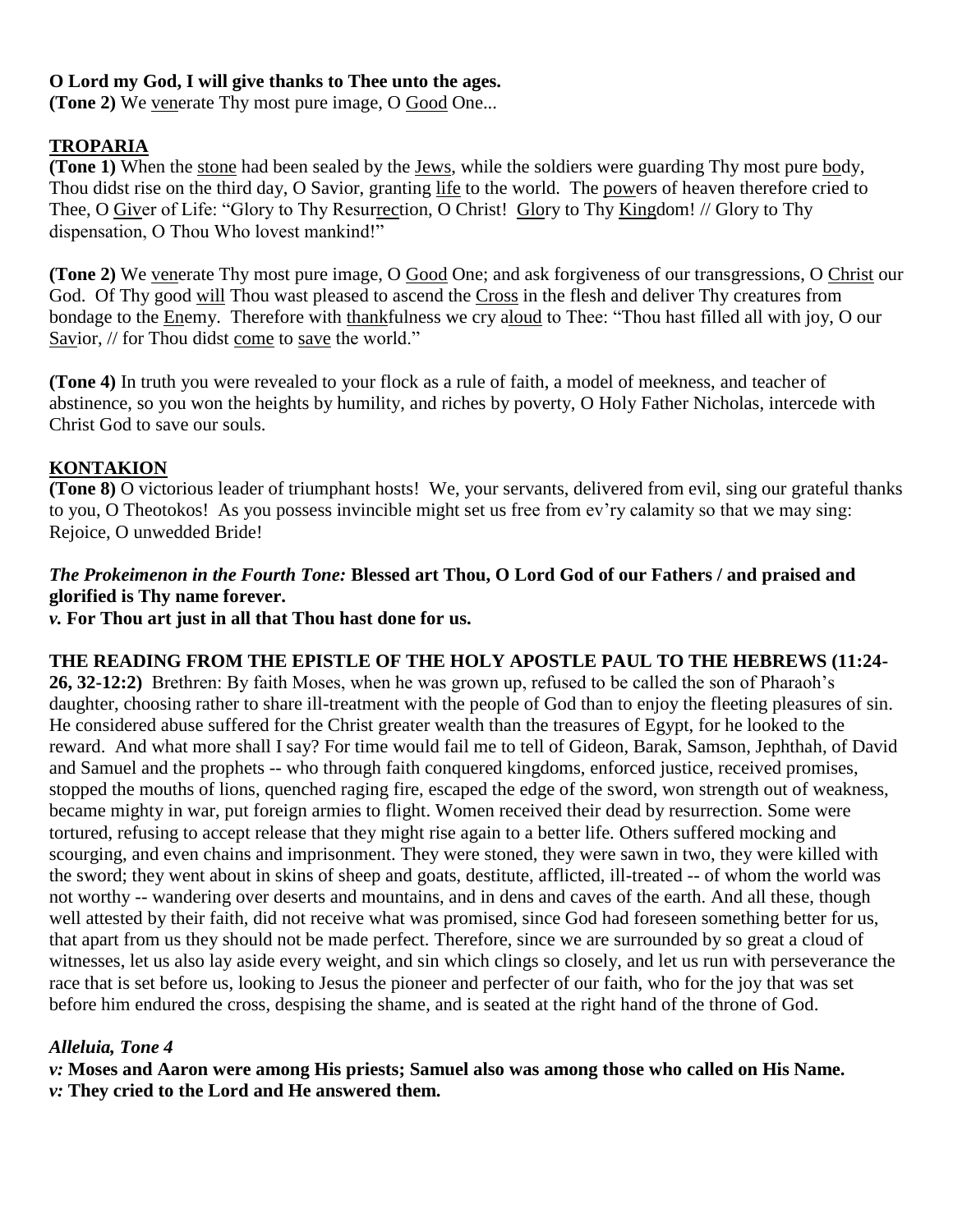**O Lord my God, I will give thanks to Thee unto the ages.**
**(Tone 2)** We venerate Thy most pure image, O Good One...

## TROPARIA

**(Tone 1)** When the stone had been sealed by the Jews, while the soldiers were guarding Thy most pure body, Thou didst rise on the third day, O Savior, granting life to the world. The powers of heaven therefore cried to Thee, O Giver of Life: "Glory to Thy Resurrection, O Christ! Glory to Thy Kingdom! // Glory to Thy dispensation, O Thou Who lovest mankind!"

**(Tone 2)** We venerate Thy most pure image, O Good One; and ask forgiveness of our transgressions, O Christ our God. Of Thy good will Thou wast pleased to ascend the Cross in the flesh and deliver Thy creatures from bondage to the Enemy. Therefore with thankfulness we cry aloud to Thee: "Thou hast filled all with joy, O our Savior, // for Thou didst come to save the world."

**(Tone 4)** In truth you were revealed to your flock as a rule of faith, a model of meekness, and teacher of abstinence, so you won the heights by humility, and riches by poverty, O Holy Father Nicholas, intercede with Christ God to save our souls.

## KONTAKION

**(Tone 8)** O victorious leader of triumphant hosts! We, your servants, delivered from evil, sing our grateful thanks to you, O Theotokos! As you possess invincible might set us free from ev'ry calamity so that we may sing: Rejoice, O unwedded Bride!

***The Prokeimenon in the Fourth Tone:*** **Blessed art Thou, O Lord God of our Fathers / and praised and glorified is Thy name forever.**
***v.*** **For Thou art just in all that Thou hast done for us.**

**THE READING FROM THE EPISTLE OF THE HOLY APOSTLE PAUL TO THE HEBREWS (11:24-26, 32-12:2)** Brethren: By faith Moses, when he was grown up, refused to be called the son of Pharaoh's daughter, choosing rather to share ill-treatment with the people of God than to enjoy the fleeting pleasures of sin. He considered abuse suffered for the Christ greater wealth than the treasures of Egypt, for he looked to the reward. And what more shall I say? For time would fail me to tell of Gideon, Barak, Samson, Jephthah, of David and Samuel and the prophets -- who through faith conquered kingdoms, enforced justice, received promises, stopped the mouths of lions, quenched raging fire, escaped the edge of the sword, won strength out of weakness, became mighty in war, put foreign armies to flight. Women received their dead by resurrection. Some were tortured, refusing to accept release that they might rise again to a better life. Others suffered mocking and scourging, and even chains and imprisonment. They were stoned, they were sawn in two, they were killed with the sword; they went about in skins of sheep and goats, destitute, afflicted, ill-treated -- of whom the world was not worthy -- wandering over deserts and mountains, and in dens and caves of the earth. And all these, though well attested by their faith, did not receive what was promised, since God had foreseen something better for us, that apart from us they should not be made perfect. Therefore, since we are surrounded by so great a cloud of witnesses, let us also lay aside every weight, and sin which clings so closely, and let us run with perseverance the race that is set before us, looking to Jesus the pioneer and perfecter of our faith, who for the joy that was set before him endured the cross, despising the shame, and is seated at the right hand of the throne of God.

***Alleluia, Tone 4***
***v:*** **Moses and Aaron were among His priests; Samuel also was among those who called on His Name.**
***v:*** **They cried to the Lord and He answered them.**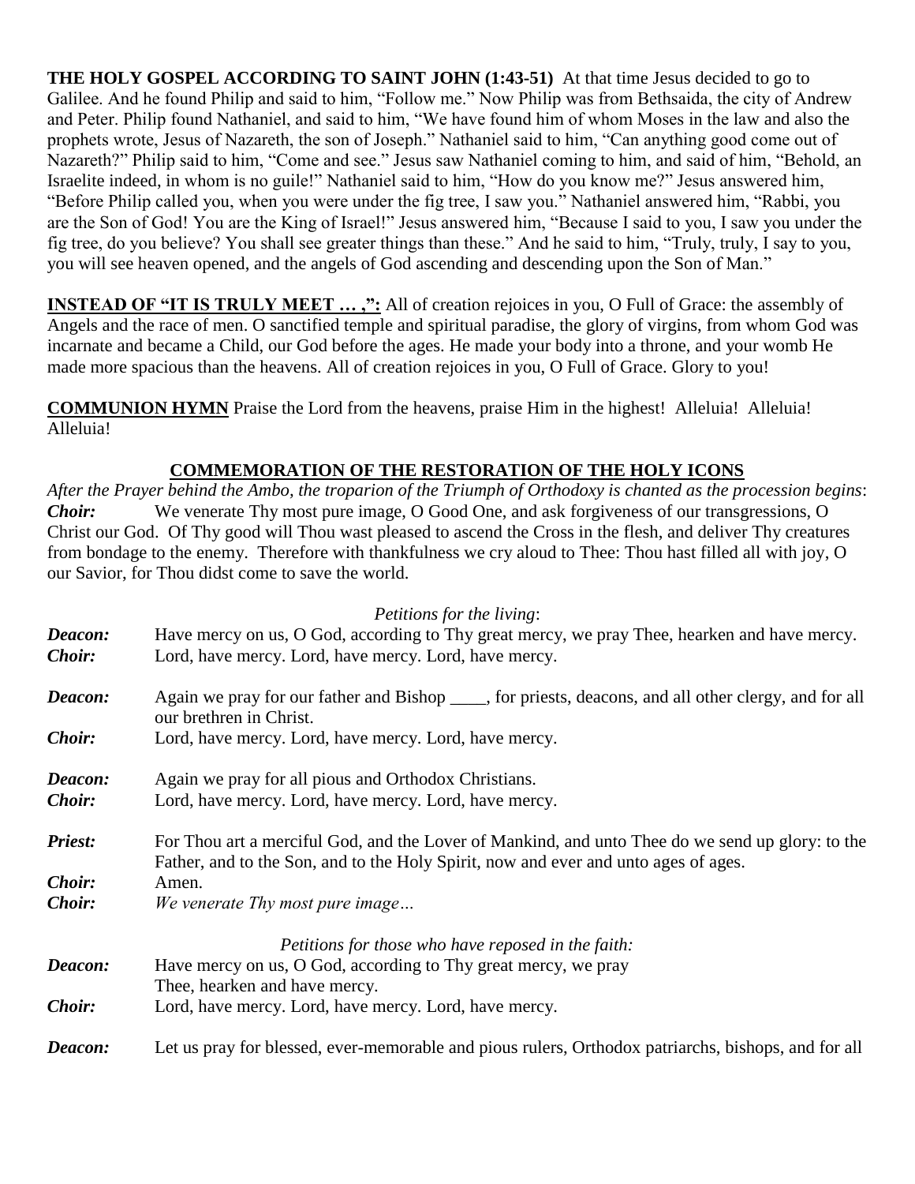**THE HOLY GOSPEL ACCORDING TO SAINT JOHN (1:43-51)** At that time Jesus decided to go to Galilee. And he found Philip and said to him, "Follow me." Now Philip was from Bethsaida, the city of Andrew and Peter. Philip found Nathaniel, and said to him, "We have found him of whom Moses in the law and also the prophets wrote, Jesus of Nazareth, the son of Joseph." Nathaniel said to him, "Can anything good come out of Nazareth?" Philip said to him, "Come and see." Jesus saw Nathaniel coming to him, and said of him, "Behold, an Israelite indeed, in whom is no guile!" Nathaniel said to him, "How do you know me?" Jesus answered him, "Before Philip called you, when you were under the fig tree, I saw you." Nathaniel answered him, "Rabbi, you are the Son of God! You are the King of Israel!" Jesus answered him, "Because I said to you, I saw you under the fig tree, do you believe? You shall see greater things than these." And he said to him, "Truly, truly, I say to you, you will see heaven opened, and the angels of God ascending and descending upon the Son of Man."

**INSTEAD OF "IT IS TRULY MEET … ,":** All of creation rejoices in you, O Full of Grace: the assembly of Angels and the race of men. O sanctified temple and spiritual paradise, the glory of virgins, from whom God was incarnate and became a Child, our God before the ages. He made your body into a throne, and your womb He made more spacious than the heavens. All of creation rejoices in you, O Full of Grace. Glory to you!

**COMMUNION HYMN** Praise the Lord from the heavens, praise Him in the highest! Alleluia! Alleluia! Alleluia!

## COMMEMORATION OF THE RESTORATION OF THE HOLY ICONS

*After the Prayer behind the Ambo, the troparion of the Triumph of Orthodoxy is chanted as the procession begins*:

***Choir:*** We venerate Thy most pure image, O Good One, and ask forgiveness of our transgressions, O Christ our God. Of Thy good will Thou wast pleased to ascend the Cross in the flesh, and deliver Thy creatures from bondage to the enemy. Therefore with thankfulness we cry aloud to Thee: Thou hast filled all with joy, O our Savior, for Thou didst come to save the world.

*Petitions for the living*:

***Deacon:*** Have mercy on us, O God, according to Thy great mercy, we pray Thee, hearken and have mercy.

***Choir:*** Lord, have mercy. Lord, have mercy. Lord, have mercy.

***Deacon:*** Again we pray for our father and Bishop ____, for priests, deacons, and all other clergy, and for all our brethren in Christ.

***Choir:*** Lord, have mercy. Lord, have mercy. Lord, have mercy.

***Deacon:*** Again we pray for all pious and Orthodox Christians.

***Choir:*** Lord, have mercy. Lord, have mercy. Lord, have mercy.

***Priest:*** For Thou art a merciful God, and the Lover of Mankind, and unto Thee do we send up glory: to the Father, and to the Son, and to the Holy Spirit, now and ever and unto ages of ages.

***Choir:*** Amen.

***Choir:*** *We venerate Thy most pure image…*

*Petitions for those who have reposed in the faith:*

***Deacon:*** Have mercy on us, O God, according to Thy great mercy, we pray Thee, hearken and have mercy.

***Choir:*** Lord, have mercy. Lord, have mercy. Lord, have mercy.

***Deacon:*** Let us pray for blessed, ever-memorable and pious rulers, Orthodox patriarchs, bishops, and for all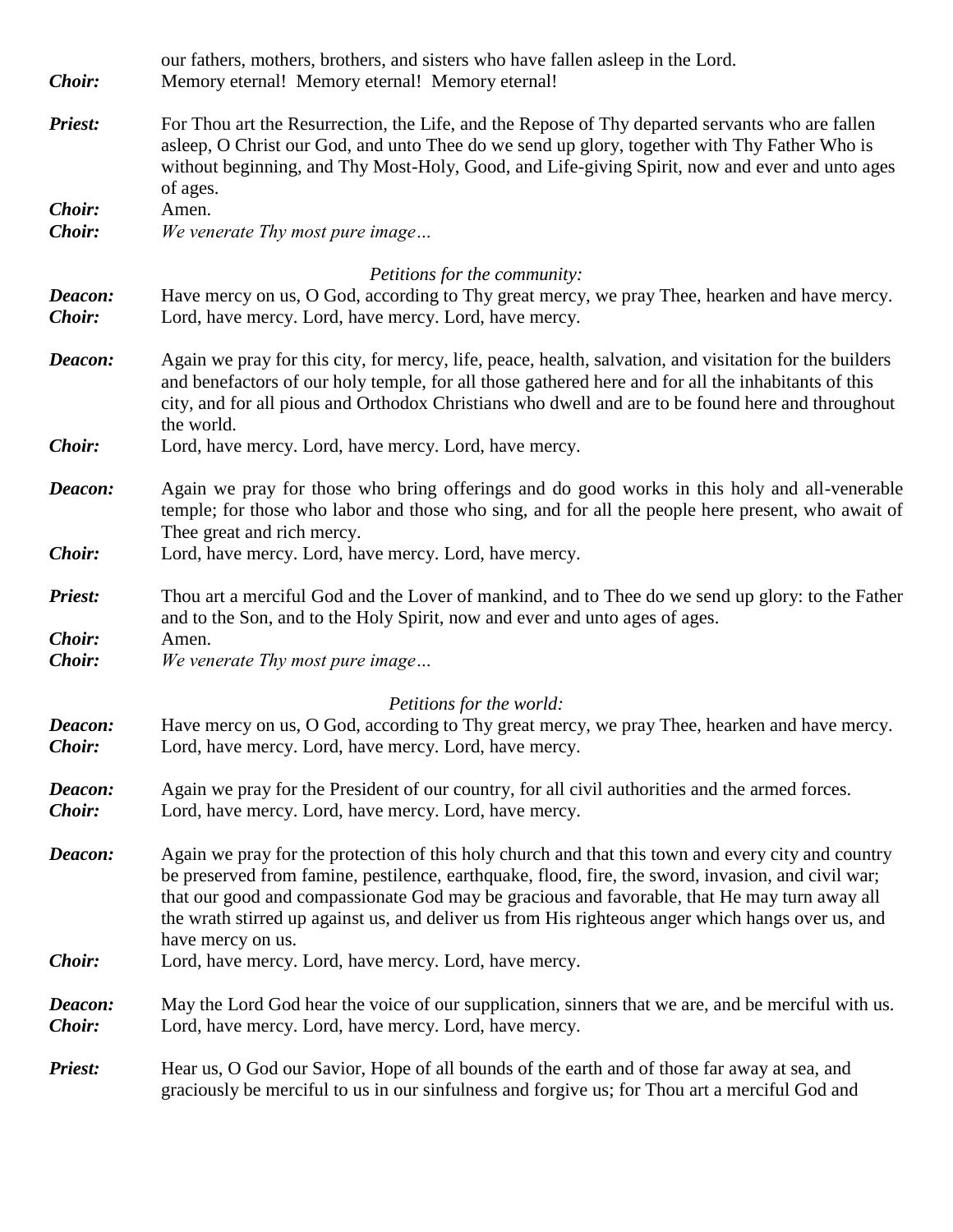our fathers, mothers, brothers, and sisters who have fallen asleep in the Lord.

***Choir:*** Memory eternal! Memory eternal! Memory eternal!

***Priest:*** For Thou art the Resurrection, the Life, and the Repose of Thy departed servants who are fallen asleep, O Christ our God, and unto Thee do we send up glory, together with Thy Father Who is without beginning, and Thy Most-Holy, Good, and Life-giving Spirit, now and ever and unto ages of ages.

***Choir:*** Amen.

***Choir:*** *We venerate Thy most pure image…*

*Petitions for the community:*

***Deacon:*** Have mercy on us, O God, according to Thy great mercy, we pray Thee, hearken and have mercy.

***Choir:*** Lord, have mercy. Lord, have mercy. Lord, have mercy.

***Deacon:*** Again we pray for this city, for mercy, life, peace, health, salvation, and visitation for the builders and benefactors of our holy temple, for all those gathered here and for all the inhabitants of this city, and for all pious and Orthodox Christians who dwell and are to be found here and throughout the world.

***Choir:*** Lord, have mercy. Lord, have mercy. Lord, have mercy.

***Deacon:*** Again we pray for those who bring offerings and do good works in this holy and all-venerable temple; for those who labor and those who sing, and for all the people here present, who await of Thee great and rich mercy.

***Choir:*** Lord, have mercy. Lord, have mercy. Lord, have mercy.

***Priest:*** Thou art a merciful God and the Lover of mankind, and to Thee do we send up glory: to the Father and to the Son, and to the Holy Spirit, now and ever and unto ages of ages.

***Choir:*** Amen.

***Choir:*** *We venerate Thy most pure image…*

*Petitions for the world:*

***Deacon:*** Have mercy on us, O God, according to Thy great mercy, we pray Thee, hearken and have mercy.

***Choir:*** Lord, have mercy. Lord, have mercy. Lord, have mercy.

***Deacon:*** Again we pray for the President of our country, for all civil authorities and the armed forces.

***Choir:*** Lord, have mercy. Lord, have mercy. Lord, have mercy.

***Deacon:*** Again we pray for the protection of this holy church and that this town and every city and country be preserved from famine, pestilence, earthquake, flood, fire, the sword, invasion, and civil war; that our good and compassionate God may be gracious and favorable, that He may turn away all the wrath stirred up against us, and deliver us from His righteous anger which hangs over us, and have mercy on us.

***Choir:*** Lord, have mercy. Lord, have mercy. Lord, have mercy.

***Deacon:*** May the Lord God hear the voice of our supplication, sinners that we are, and be merciful with us.

***Choir:*** Lord, have mercy. Lord, have mercy. Lord, have mercy.

***Priest:*** Hear us, O God our Savior, Hope of all bounds of the earth and of those far away at sea, and graciously be merciful to us in our sinfulness and forgive us; for Thou art a merciful God and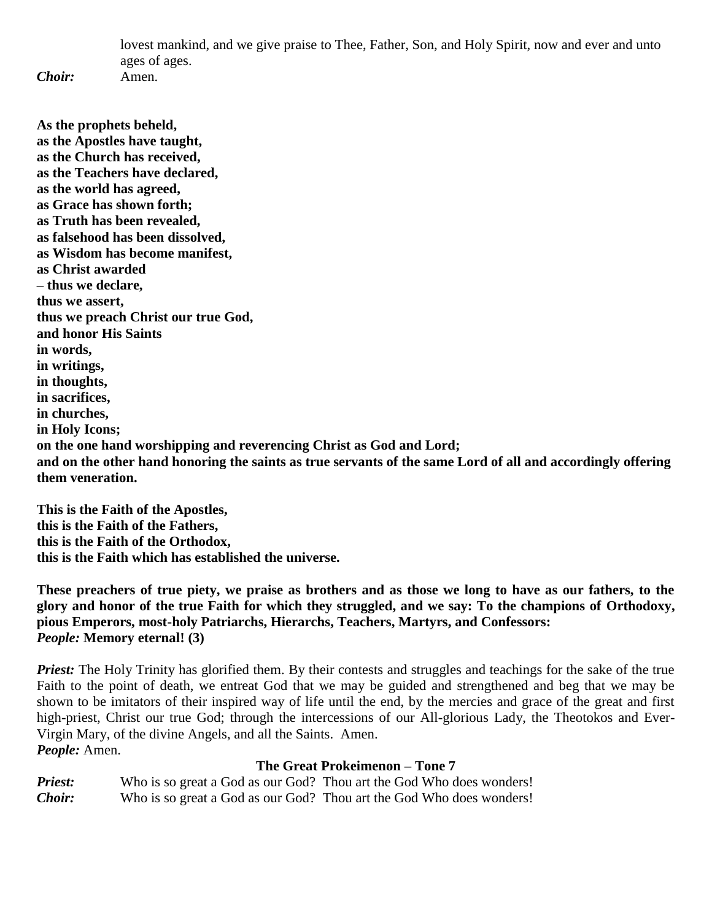lovest mankind, and we give praise to Thee, Father, Son, and Holy Spirit, now and ever and unto ages of ages.

***Choir:*** Amen.

**As the prophets beheld,**
**as the Apostles have taught,**
**as the Church has received,**
**as the Teachers have declared,**
**as the world has agreed,**
**as Grace has shown forth;**
**as Truth has been revealed,**
**as falsehood has been dissolved,**
**as Wisdom has become manifest,**
**as Christ awarded**
**– thus we declare,**
**thus we assert,**
**thus we preach Christ our true God,**
**and honor His Saints**
**in words,**
**in writings,**
**in thoughts,**
**in sacrifices,**
**in churches,**
**in Holy Icons;**
**on the one hand worshipping and reverencing Christ as God and Lord;**
**and on the other hand honoring the saints as true servants of the same Lord of all and accordingly offering them veneration.**

**This is the Faith of the Apostles,**
**this is the Faith of the Fathers,**
**this is the Faith of the Orthodox,**
**this is the Faith which has established the universe.**

**These preachers of true piety, we praise as brothers and as those we long to have as our fathers, to the glory and honor of the true Faith for which they struggled, and we say: To the champions of Orthodoxy, pious Emperors, most-holy Patriarchs, Hierarchs, Teachers, Martyrs, and Confessors:**
*People:* **Memory eternal! (3)**

***Priest:*** The Holy Trinity has glorified them. By their contests and struggles and teachings for the sake of the true Faith to the point of death, we entreat God that we may be guided and strengthened and beg that we may be shown to be imitators of their inspired way of life until the end, by the mercies and grace of the great and first high-priest, Christ our true God; through the intercessions of our All-glorious Lady, the Theotokos and Ever-Virgin Mary, of the divine Angels, and all the Saints. Amen.
***People:*** Amen.

**The Great Prokeimenon – Tone 7**

***Priest:*** Who is so great a God as our God? Thou art the God Who does wonders!
***Choir:*** Who is so great a God as our God? Thou art the God Who does wonders!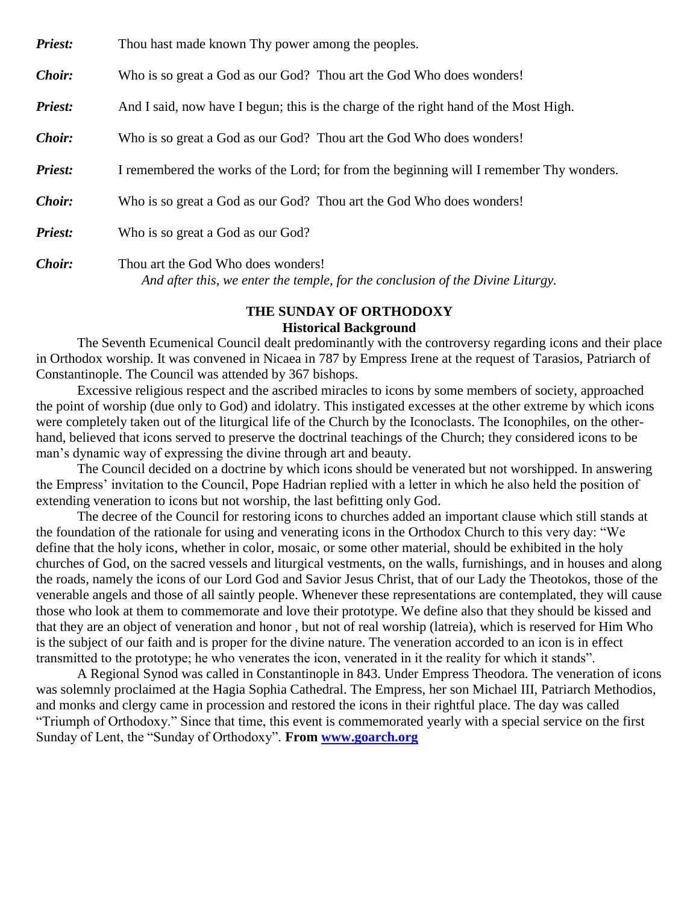***Priest:*** Thou hast made known Thy power among the peoples.

***Choir:*** Who is so great a God as our God? Thou art the God Who does wonders!

***Priest:*** And I said, now have I begun; this is the charge of the right hand of the Most High.

***Choir:*** Who is so great a God as our God? Thou art the God Who does wonders!

***Priest:*** I remembered the works of the Lord; for from the beginning will I remember Thy wonders.

***Choir:*** Who is so great a God as our God? Thou art the God Who does wonders!

***Priest:*** Who is so great a God as our God?

***Choir:*** Thou art the God Who does wonders!

*And after this, we enter the temple, for the conclusion of the Divine Liturgy.*

## THE SUNDAY OF ORTHODOXY

### Historical Background

The Seventh Ecumenical Council dealt predominantly with the controversy regarding icons and their place in Orthodox worship. It was convened in Nicaea in 787 by Empress Irene at the request of Tarasios, Patriarch of Constantinople. The Council was attended by 367 bishops.

Excessive religious respect and the ascribed miracles to icons by some members of society, approached the point of worship (due only to God) and idolatry. This instigated excesses at the other extreme by which icons were completely taken out of the liturgical life of the Church by the Iconoclasts. The Iconophiles, on the other-hand, believed that icons served to preserve the doctrinal teachings of the Church; they considered icons to be man's dynamic way of expressing the divine through art and beauty.

The Council decided on a doctrine by which icons should be venerated but not worshipped. In answering the Empress' invitation to the Council, Pope Hadrian replied with a letter in which he also held the position of extending veneration to icons but not worship, the last befitting only God.

The decree of the Council for restoring icons to churches added an important clause which still stands at the foundation of the rationale for using and venerating icons in the Orthodox Church to this very day: "We define that the holy icons, whether in color, mosaic, or some other material, should be exhibited in the holy churches of God, on the sacred vessels and liturgical vestments, on the walls, furnishings, and in houses and along the roads, namely the icons of our Lord God and Savior Jesus Christ, that of our Lady the Theotokos, those of the venerable angels and those of all saintly people. Whenever these representations are contemplated, they will cause those who look at them to commemorate and love their prototype. We define also that they should be kissed and that they are an object of veneration and honor , but not of real worship (latreia), which is reserved for Him Who is the subject of our faith and is proper for the divine nature. The veneration accorded to an icon is in effect transmitted to the prototype; he who venerates the icon, venerated in it the reality for which it stands".

A Regional Synod was called in Constantinople in 843. Under Empress Theodora. The veneration of icons was solemnly proclaimed at the Hagia Sophia Cathedral. The Empress, her son Michael III, Patriarch Methodios, and monks and clergy came in procession and restored the icons in their rightful place. The day was called "Triumph of Orthodoxy." Since that time, this event is commemorated yearly with a special service on the first Sunday of Lent, the "Sunday of Orthodoxy". **From [www.goarch.org](http://www.goarch.org)**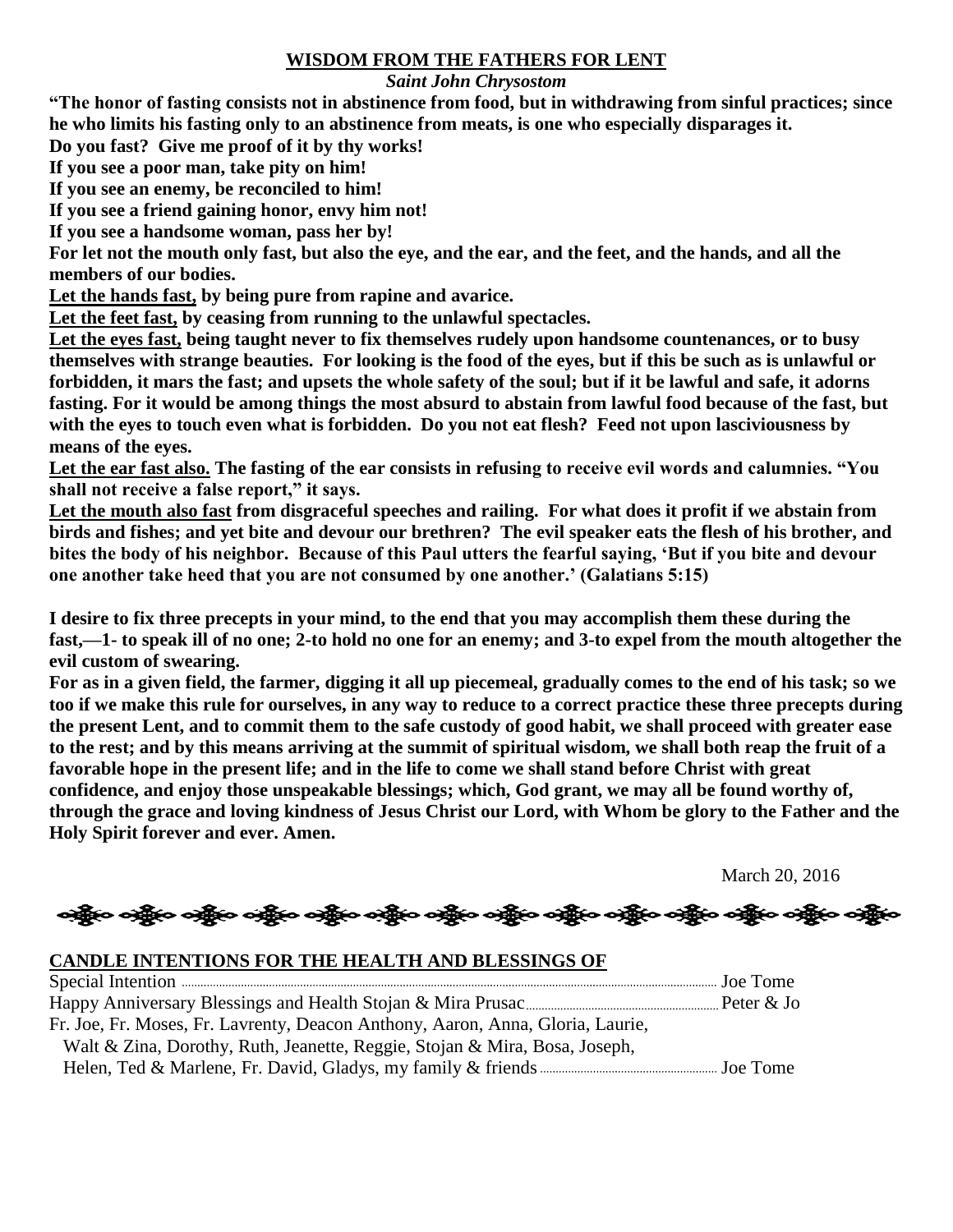## WISDOM FROM THE FATHERS FOR LENT

***Saint John Chrysostom***

**"The honor of fasting consists not in abstinence from food, but in withdrawing from sinful practices; since he who limits his fasting only to an abstinence from meats, is one who especially disparages it.**

**Do you fast? Give me proof of it by thy works!**

**If you see a poor man, take pity on him!**

**If you see an enemy, be reconciled to him!**

**If you see a friend gaining honor, envy him not!**

**If you see a handsome woman, pass her by!**

**For let not the mouth only fast, but also the eye, and the ear, and the feet, and the hands, and all the members of our bodies.**

**<u>Let the hands fast,</u> by being pure from rapine and avarice.**

**<u>Let the feet fast,</u> by ceasing from running to the unlawful spectacles.**

**<u>Let the eyes fast,</u> being taught never to fix themselves rudely upon handsome countenances, or to busy themselves with strange beauties. For looking is the food of the eyes, but if this be such as is unlawful or forbidden, it mars the fast; and upsets the whole safety of the soul; but if it be lawful and safe, it adorns fasting. For it would be among things the most absurd to abstain from lawful food because of the fast, but with the eyes to touch even what is forbidden. Do you not eat flesh? Feed not upon lasciviousness by means of the eyes.**

**<u>Let the ear fast also.</u> The fasting of the ear consists in refusing to receive evil words and calumnies. "You shall not receive a false report," it says.**

**<u>Let the mouth also fast</u> from disgraceful speeches and railing. For what does it profit if we abstain from birds and fishes; and yet bite and devour our brethren? The evil speaker eats the flesh of his brother, and bites the body of his neighbor. Because of this Paul utters the fearful saying, 'But if you bite and devour one another take heed that you are not consumed by one another.' (Galatians 5:15)**

**I desire to fix three precepts in your mind, to the end that you may accomplish them these during the fast,—1- to speak ill of no one; 2-to hold no one for an enemy; and 3-to expel from the mouth altogether the evil custom of swearing.**

**For as in a given field, the farmer, digging it all up piecemeal, gradually comes to the end of his task; so we too if we make this rule for ourselves, in any way to reduce to a correct practice these three precepts during the present Lent, and to commit them to the safe custody of good habit, we shall proceed with greater ease to the rest; and by this means arriving at the summit of spiritual wisdom, we shall both reap the fruit of a favorable hope in the present life; and in the life to come we shall stand before Christ with great confidence, and enjoy those unspeakable blessings; which, God grant, we may all be found worthy of, through the grace and loving kindness of Jesus Christ our Lord, with Whom be glory to the Father and the Holy Spirit forever and ever. Amen.**

March 20, 2016

---

## CANDLE INTENTIONS FOR THE HEALTH AND BLESSINGS OF

Special Intention ........ Joe Tome

Happy Anniversary Blessings and Health Stojan & Mira Prusac ........ Peter & Jo

Fr. Joe, Fr. Moses, Fr. Lavrenty, Deacon Anthony, Aaron, Anna, Gloria, Laurie, Walt & Zina, Dorothy, Ruth, Jeanette, Reggie, Stojan & Mira, Bosa, Joseph, Helen, Ted & Marlene, Fr. David, Gladys, my family & friends ........ Joe Tome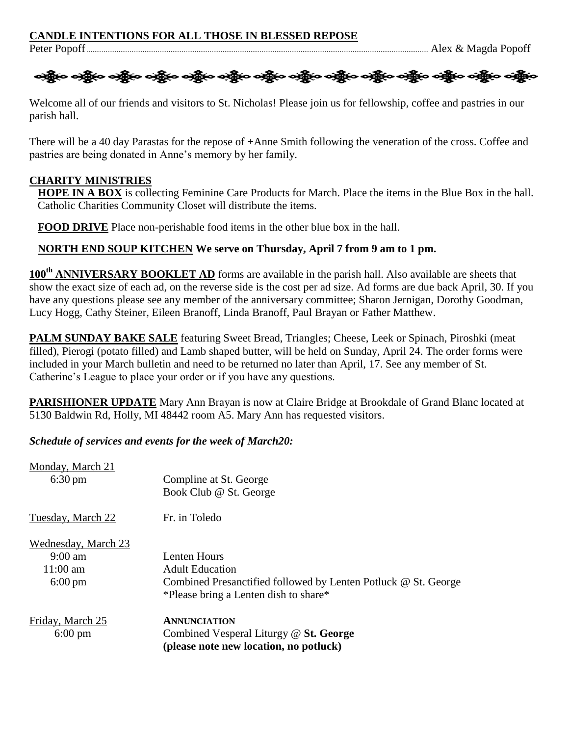**CANDLE INTENTIONS FOR ALL THOSE IN BLESSED REPOSE**

Peter Popoff ........................................................................................................ Alex & Magda Popoff

Welcome all of our friends and visitors to St. Nicholas! Please join us for fellowship, coffee and pastries in our parish hall.

There will be a 40 day Parastas for the repose of +Anne Smith following the veneration of the cross. Coffee and pastries are being donated in Anne's memory by her family.

**CHARITY MINISTRIES**

**HOPE IN A BOX** is collecting Feminine Care Products for March. Place the items in the Blue Box in the hall. Catholic Charities Community Closet will distribute the items.

**FOOD DRIVE** Place non-perishable food items in the other blue box in the hall.

**NORTH END SOUP KITCHEN We serve on Thursday, April 7 from 9 am to 1 pm.**

**100th ANNIVERSARY BOOKLET AD** forms are available in the parish hall. Also available are sheets that show the exact size of each ad, on the reverse side is the cost per ad size. Ad forms are due back April, 30. If you have any questions please see any member of the anniversary committee; Sharon Jernigan, Dorothy Goodman, Lucy Hogg, Cathy Steiner, Eileen Branoff, Linda Branoff, Paul Brayan or Father Matthew.

**PALM SUNDAY BAKE SALE** featuring Sweet Bread, Triangles; Cheese, Leek or Spinach, Piroshki (meat filled), Pierogi (potato filled) and Lamb shaped butter, will be held on Sunday, April 24. The order forms were included in your March bulletin and need to be returned no later than April, 17. See any member of St. Catherine's League to place your order or if you have any questions.

**PARISHIONER UPDATE** Mary Ann Brayan is now at Claire Bridge at Brookdale of Grand Blanc located at 5130 Baldwin Rd, Holly, MI 48442 room A5. Mary Ann has requested visitors.

***Schedule of services and events for the week of March20:***

Monday, March 21
6:30 pm — Compline at St. George
Book Club @ St. George

Tuesday, March 22 — Fr. in Toledo

Wednesday, March 23
9:00 am — Lenten Hours
11:00 am — Adult Education
6:00 pm — Combined Presanctified followed by Lenten Potluck @ St. George
*Please bring a Lenten dish to share*

Friday, March 25 — **ANNUNCIATION**
6:00 pm — Combined Vesperal Liturgy @ **St. George**
**(please note new location, no potluck)**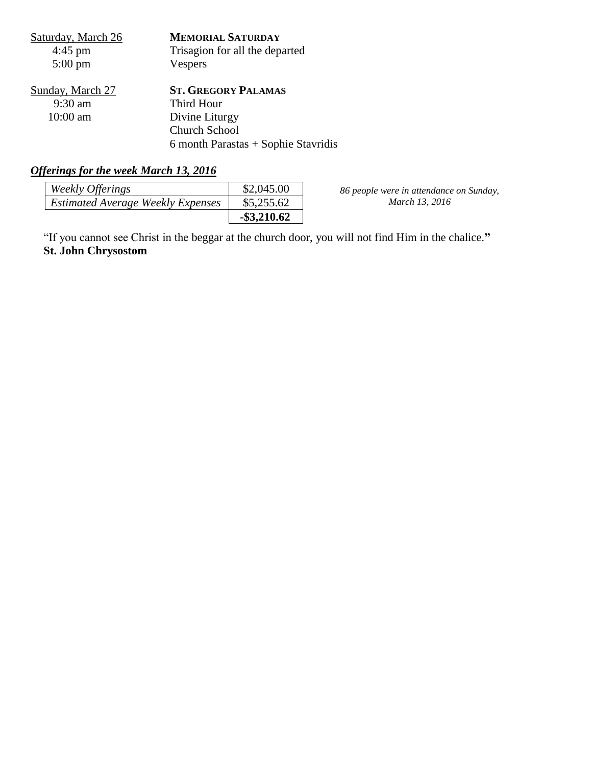Saturday, March 26 — **MEMORIAL SATURDAY**

4:45 pm Trisagion for all the departed
5:00 pm Vespers

Sunday, March 27 — **ST. GREGORY PALAMAS**

9:30 am Third Hour
10:00 am Divine Liturgy
Church School
6 month Parastas + Sophie Stavridis

***Offerings for the week March 13, 2016***

| | |
|---|---|
| *Weekly Offerings* | $2,045.00 |
| *Estimated Average Weekly Expenses* | $5,255.62 |
| | **-$3,210.62** |

*86 people were in attendance on Sunday, March 13, 2016*

"If you cannot see Christ in the beggar at the church door, you will not find Him in the chalice."
**St. John Chrysostom**